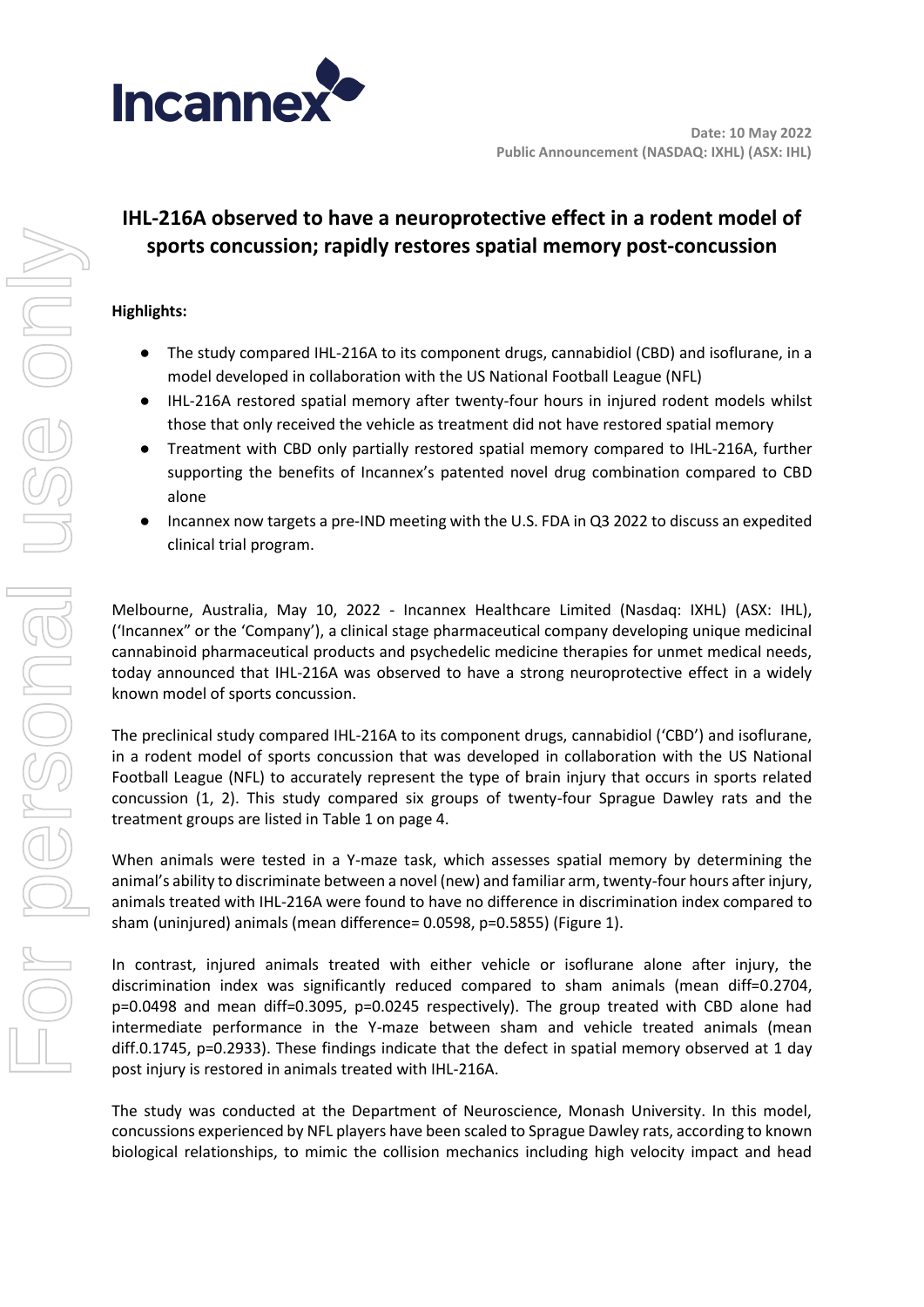Date: 10 May 2022
Public Announcement (NASDAQ: IXHL) (ASX: IHL)

# IHL-216A observed to have a neuroprotective effect in a rodent model of sports concussion; rapidly restores spatial memory post-concussion

**Highlights:**

- The study compared IHL-216A to its component drugs, cannabidiol (CBD) and isoflurane, in a model developed in collaboration with the US National Football League (NFL)
- IHL-216A restored spatial memory after twenty-four hours in injured rodent models whilst those that only received the vehicle as treatment did not have restored spatial memory
- Treatment with CBD only partially restored spatial memory compared to IHL-216A, further supporting the benefits of Incannex's patented novel drug combination compared to CBD alone
- Incannex now targets a pre-IND meeting with the U.S. FDA in Q3 2022 to discuss an expedited clinical trial program.

Melbourne, Australia, May 10, 2022 - Incannex Healthcare Limited (Nasdaq: IXHL) (ASX: IHL), ('Incannex" or the 'Company'), a clinical stage pharmaceutical company developing unique medicinal cannabinoid pharmaceutical products and psychedelic medicine therapies for unmet medical needs, today announced that IHL-216A was observed to have a strong neuroprotective effect in a widely known model of sports concussion.

The preclinical study compared IHL-216A to its component drugs, cannabidiol ('CBD') and isoflurane, in a rodent model of sports concussion that was developed in collaboration with the US National Football League (NFL) to accurately represent the type of brain injury that occurs in sports related concussion (1, 2). This study compared six groups of twenty-four Sprague Dawley rats and the treatment groups are listed in Table 1 on page 4.

When animals were tested in a Y-maze task, which assesses spatial memory by determining the animal's ability to discriminate between a novel (new) and familiar arm, twenty-four hours after injury, animals treated with IHL-216A were found to have no difference in discrimination index compared to sham (uninjured) animals (mean difference= 0.0598, p=0.5855) (Figure 1).

In contrast, injured animals treated with either vehicle or isoflurane alone after injury, the discrimination index was significantly reduced compared to sham animals (mean diff=0.2704, p=0.0498 and mean diff=0.3095, p=0.0245 respectively). The group treated with CBD alone had intermediate performance in the Y-maze between sham and vehicle treated animals (mean diff.0.1745, p=0.2933). These findings indicate that the defect in spatial memory observed at 1 day post injury is restored in animals treated with IHL-216A.

The study was conducted at the Department of Neuroscience, Monash University. In this model, concussions experienced by NFL players have been scaled to Sprague Dawley rats, according to known biological relationships, to mimic the collision mechanics including high velocity impact and head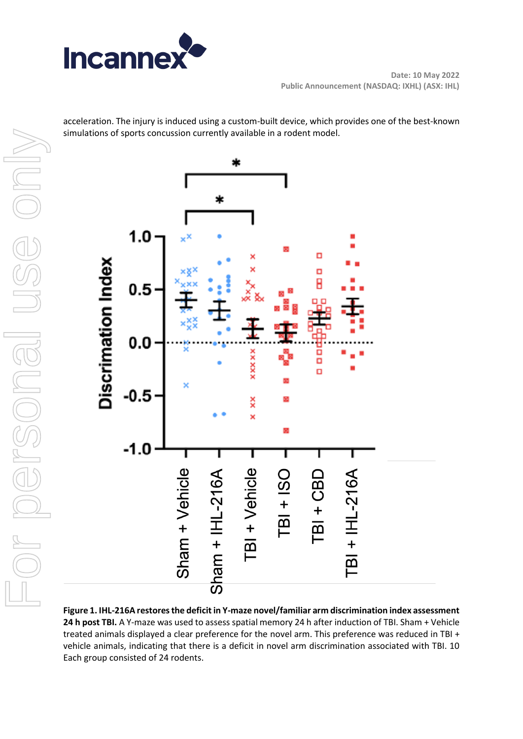acceleration. The injury is induced using a custom-built device, which provides one of the best-known simulations of sports concussion currently available in a rodent model.

**Figure 1. IHL-216A restores the deficit in Y-maze novel/familiar arm discrimination index assessment 24 h post TBI.** A Y-maze was used to assess spatial memory 24 h after induction of TBI. Sham + Vehicle treated animals displayed a clear preference for the novel arm. This preference was reduced in TBI + vehicle animals, indicating that there is a deficit in novel arm discrimination associated with TBI. 10 Each group consisted of 24 rodents.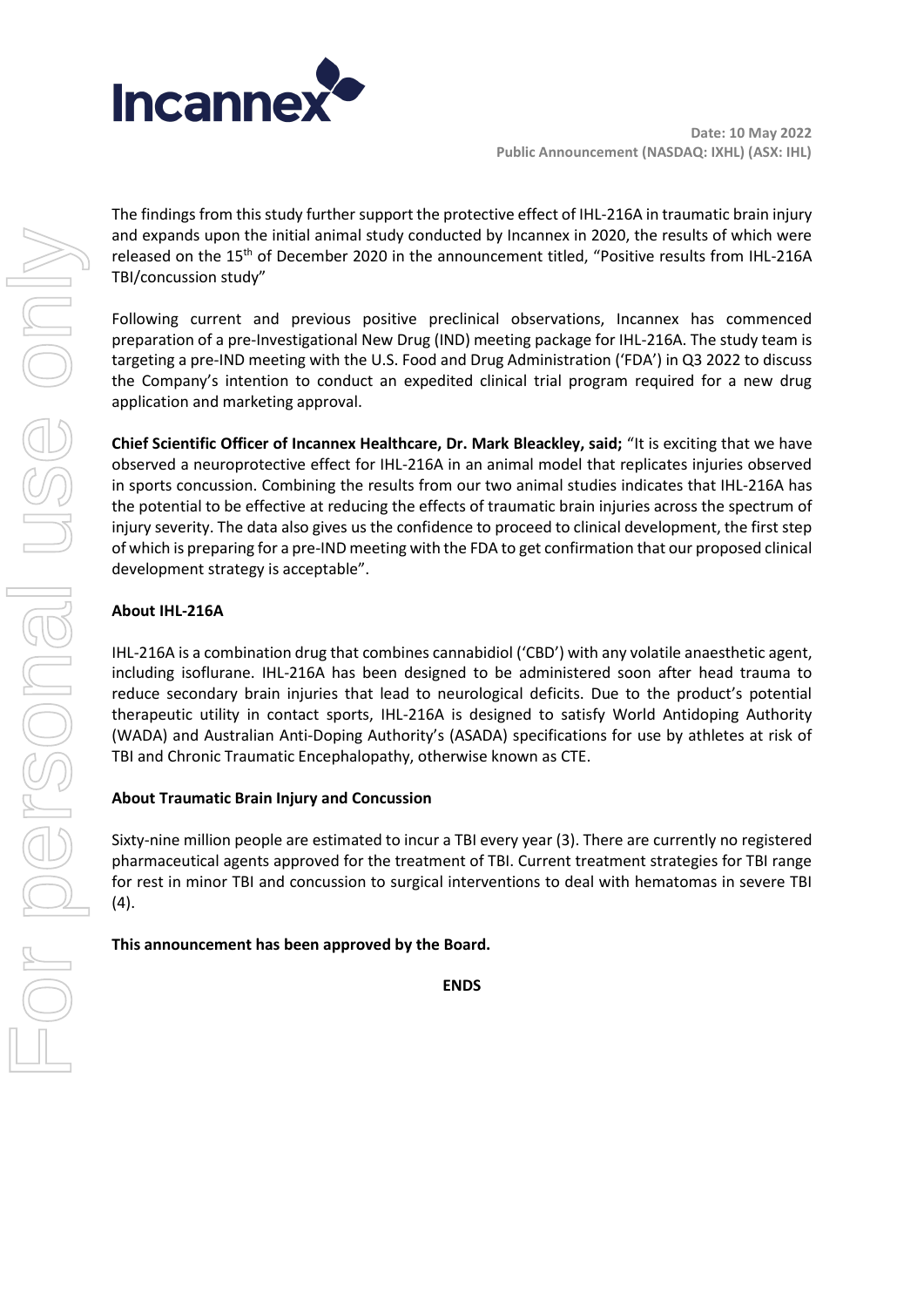The findings from this study further support the protective effect of IHL-216A in traumatic brain injury and expands upon the initial animal study conducted by Incannex in 2020, the results of which were released on the 15th of December 2020 in the announcement titled, "Positive results from IHL-216A TBI/concussion study"

Following current and previous positive preclinical observations, Incannex has commenced preparation of a pre-Investigational New Drug (IND) meeting package for IHL-216A. The study team is targeting a pre-IND meeting with the U.S. Food and Drug Administration ('FDA') in Q3 2022 to discuss the Company's intention to conduct an expedited clinical trial program required for a new drug application and marketing approval.

**Chief Scientific Officer of Incannex Healthcare, Dr. Mark Bleackley, said;** "It is exciting that we have observed a neuroprotective effect for IHL-216A in an animal model that replicates injuries observed in sports concussion. Combining the results from our two animal studies indicates that IHL-216A has the potential to be effective at reducing the effects of traumatic brain injuries across the spectrum of injury severity. The data also gives us the confidence to proceed to clinical development, the first step of which is preparing for a pre-IND meeting with the FDA to get confirmation that our proposed clinical development strategy is acceptable".

**About IHL-216A**

IHL-216A is a combination drug that combines cannabidiol ('CBD') with any volatile anaesthetic agent, including isoflurane. IHL-216A has been designed to be administered soon after head trauma to reduce secondary brain injuries that lead to neurological deficits. Due to the product's potential therapeutic utility in contact sports, IHL-216A is designed to satisfy World Antidoping Authority (WADA) and Australian Anti-Doping Authority's (ASADA) specifications for use by athletes at risk of TBI and Chronic Traumatic Encephalopathy, otherwise known as CTE.

**About Traumatic Brain Injury and Concussion**

Sixty-nine million people are estimated to incur a TBI every year (3). There are currently no registered pharmaceutical agents approved for the treatment of TBI. Current treatment strategies for TBI range for rest in minor TBI and concussion to surgical interventions to deal with hematomas in severe TBI (4).

**This announcement has been approved by the Board.**

**ENDS**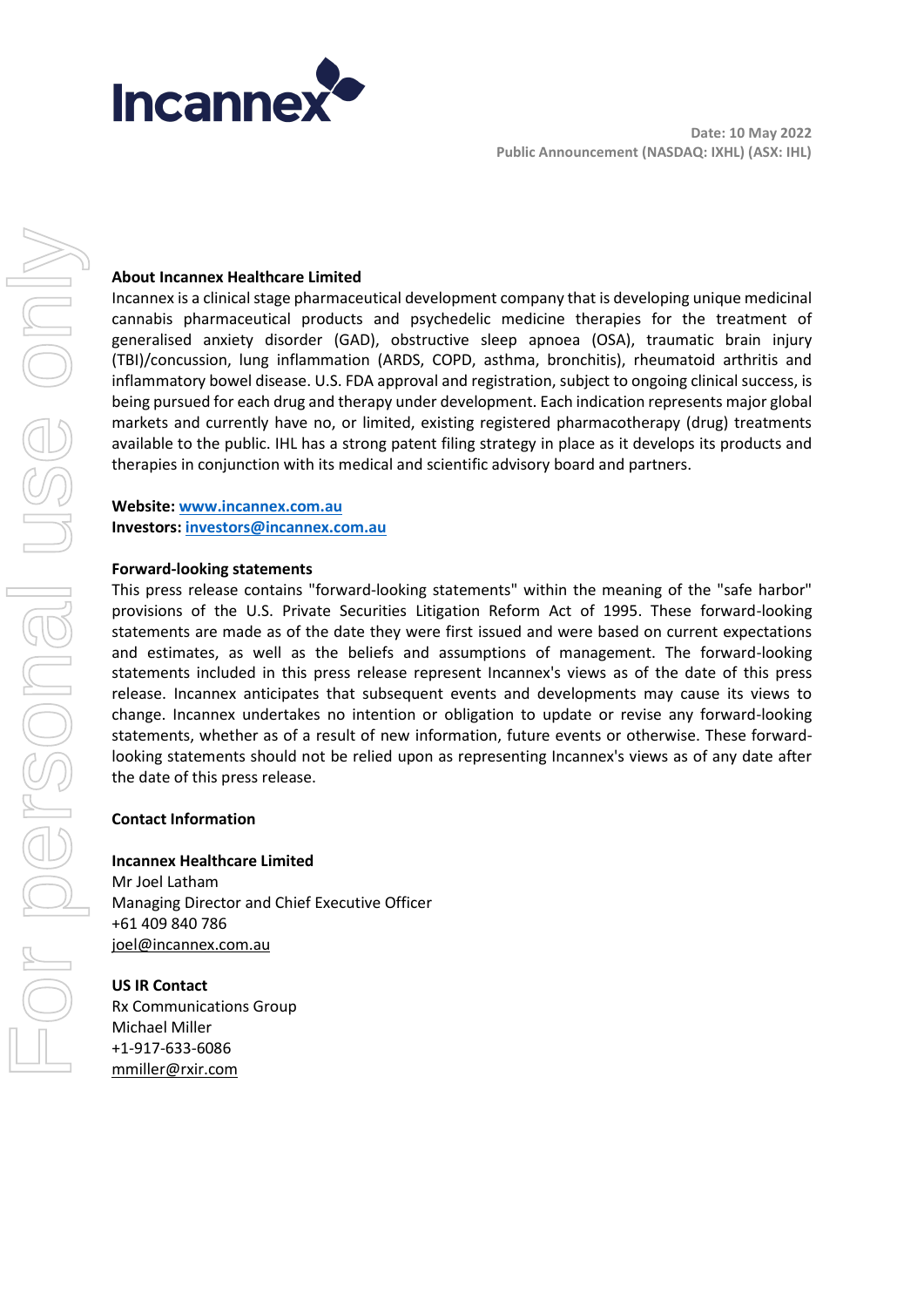**About Incannex Healthcare Limited**

Incannex is a clinical stage pharmaceutical development company that is developing unique medicinal cannabis pharmaceutical products and psychedelic medicine therapies for the treatment of generalised anxiety disorder (GAD), obstructive sleep apnoea (OSA), traumatic brain injury (TBI)/concussion, lung inflammation (ARDS, COPD, asthma, bronchitis), rheumatoid arthritis and inflammatory bowel disease. U.S. FDA approval and registration, subject to ongoing clinical success, is being pursued for each drug and therapy under development. Each indication represents major global markets and currently have no, or limited, existing registered pharmacotherapy (drug) treatments available to the public. IHL has a strong patent filing strategy in place as it develops its products and therapies in conjunction with its medical and scientific advisory board and partners.

**Website:** www.incannex.com.au
**Investors:** investors@incannex.com.au

**Forward-looking statements**

This press release contains "forward-looking statements" within the meaning of the "safe harbor" provisions of the U.S. Private Securities Litigation Reform Act of 1995. These forward-looking statements are made as of the date they were first issued and were based on current expectations and estimates, as well as the beliefs and assumptions of management. The forward-looking statements included in this press release represent Incannex's views as of the date of this press release. Incannex anticipates that subsequent events and developments may cause its views to change. Incannex undertakes no intention or obligation to update or revise any forward-looking statements, whether as of a result of new information, future events or otherwise. These forward-looking statements should not be relied upon as representing Incannex's views as of any date after the date of this press release.

**Contact Information**

**Incannex Healthcare Limited**
Mr Joel Latham
Managing Director and Chief Executive Officer
+61 409 840 786
joel@incannex.com.au

**US IR Contact**
Rx Communications Group
Michael Miller
+1-917-633-6086
mmiller@rxir.com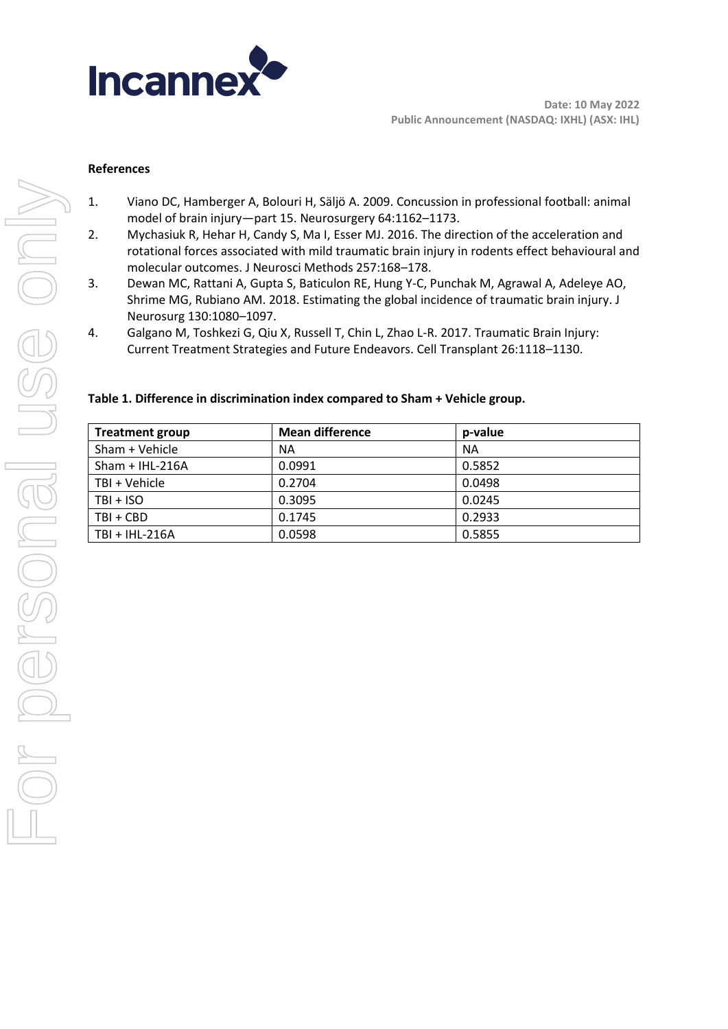**References**

1. Viano DC, Hamberger A, Bolouri H, Säljö A. 2009. Concussion in professional football: animal model of brain injury—part 15. Neurosurgery 64:1162–1173.
2. Mychasiuk R, Hehar H, Candy S, Ma I, Esser MJ. 2016. The direction of the acceleration and rotational forces associated with mild traumatic brain injury in rodents effect behavioural and molecular outcomes. J Neurosci Methods 257:168–178.
3. Dewan MC, Rattani A, Gupta S, Baticulon RE, Hung Y-C, Punchak M, Agrawal A, Adeleye AO, Shrime MG, Rubiano AM. 2018. Estimating the global incidence of traumatic brain injury. J Neurosurg 130:1080–1097.
4. Galgano M, Toshkezi G, Qiu X, Russell T, Chin L, Zhao L-R. 2017. Traumatic Brain Injury: Current Treatment Strategies and Future Endeavors. Cell Transplant 26:1118–1130.

**Table 1. Difference in discrimination index compared to Sham + Vehicle group.**

| Treatment group | Mean difference | p-value |
|---|---|---|
| Sham + Vehicle | NA | NA |
| Sham + IHL-216A | 0.0991 | 0.5852 |
| TBI + Vehicle | 0.2704 | 0.0498 |
| TBI + ISO | 0.3095 | 0.0245 |
| TBI + CBD | 0.1745 | 0.2933 |
| TBI + IHL-216A | 0.0598 | 0.5855 |